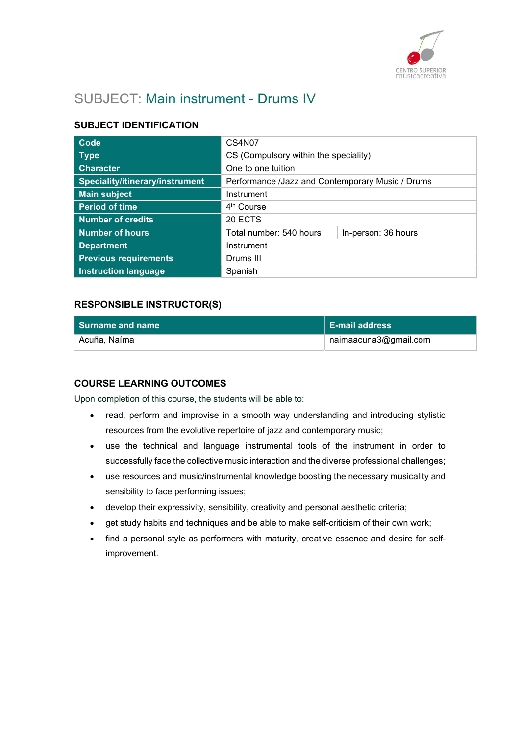# SUBJECT: Main instrument - Drums IV

## SUBJECT IDENTIFICATION

| | | |
|---|---|---|
| **Code** | CS4N07 | |
| **Type** | CS (Compulsory within the speciality) | |
| **Character** | One to one tuition | |
| **Speciality/itinerary/instrument** | Performance /Jazz and Contemporary Music / Drums | |
| **Main subject** | Instrument | |
| **Period of time** | 4th Course | |
| **Number of credits** | 20 ECTS | |
| **Number of hours** | Total number: 540 hours | In-person: 36 hours |
| **Department** | Instrument | |
| **Previous requirements** | Drums III | |
| **Instruction language** | Spanish | |

## RESPONSIBLE INSTRUCTOR(S)

| Surname and name | E-mail address |
|---|---|
| Acuña, Naíma | naimaacuna3@gmail.com |

## COURSE LEARNING OUTCOMES

Upon completion of this course, the students will be able to:

- read, perform and improvise in a smooth way understanding and introducing stylistic resources from the evolutive repertoire of jazz and contemporary music;
- use the technical and language instrumental tools of the instrument in order to successfully face the collective music interaction and the diverse professional challenges;
- use resources and music/instrumental knowledge boosting the necessary musicality and sensibility to face performing issues;
- develop their expressivity, sensibility, creativity and personal aesthetic criteria;
- get study habits and techniques and be able to make self-criticism of their own work;
- find a personal style as performers with maturity, creative essence and desire for self-improvement.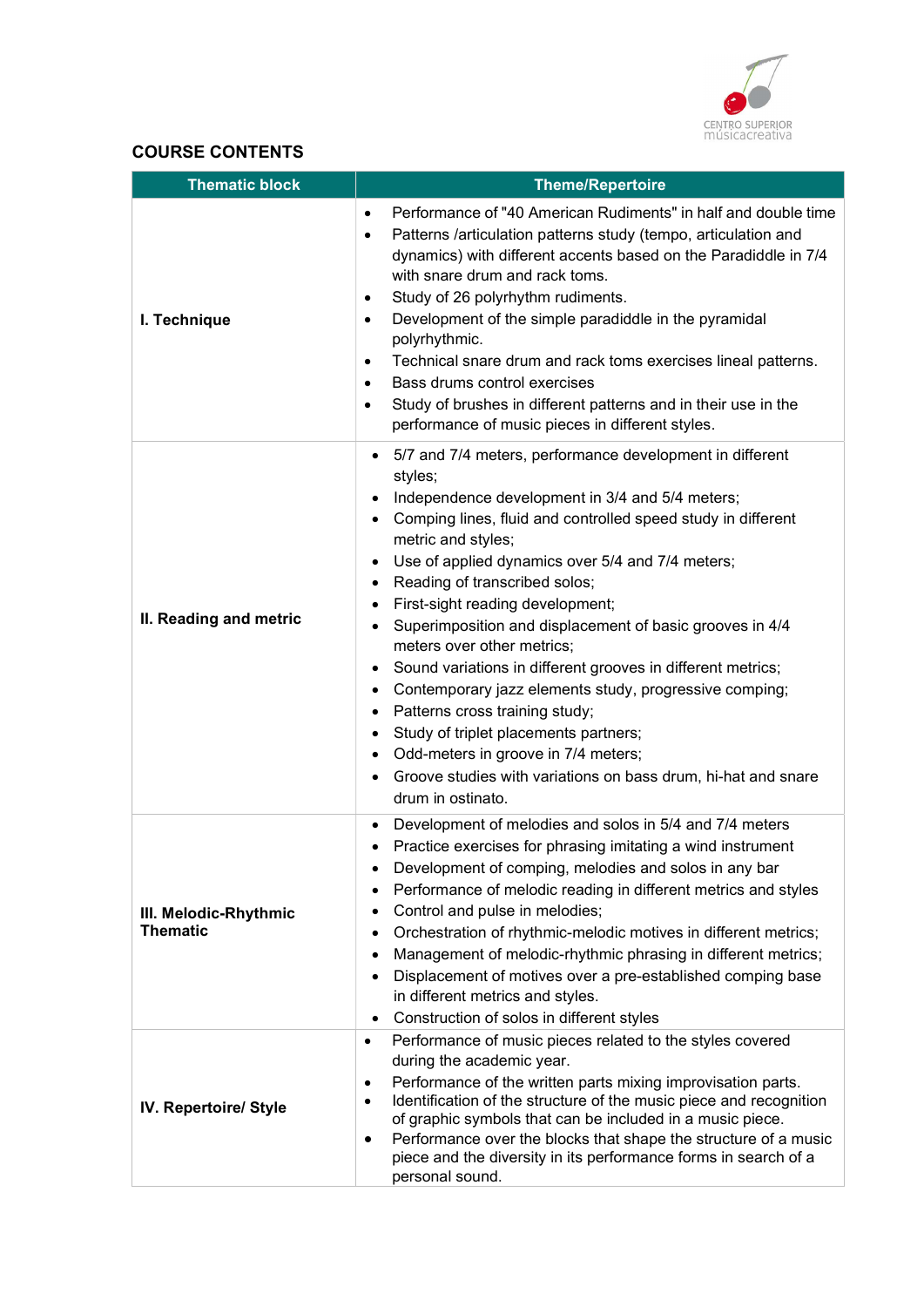## COURSE CONTENTS

| Thematic block | Theme/Repertoire |
|---|---|
| **I. Technique** | • Performance of "40 American Rudiments" in half and double time<br>• Patterns /articulation patterns study (tempo, articulation and dynamics) with different accents based on the Paradiddle in 7/4 with snare drum and rack toms.<br>• Study of 26 polyrhythm rudiments.<br>• Development of the simple paradiddle in the pyramidal polyrhythmic.<br>• Technical snare drum and rack toms exercises lineal patterns.<br>• Bass drums control exercises<br>• Study of brushes in different patterns and in their use in the performance of music pieces in different styles. |
| **II. Reading and metric** | • 5/7 and 7/4 meters, performance development in different styles;<br>• Independence development in 3/4 and 5/4 meters;<br>• Comping lines, fluid and controlled speed study in different metric and styles;<br>• Use of applied dynamics over 5/4 and 7/4 meters;<br>• Reading of transcribed solos;<br>• First-sight reading development;<br>• Superimposition and displacement of basic grooves in 4/4 meters over other metrics;<br>• Sound variations in different grooves in different metrics;<br>• Contemporary jazz elements study, progressive comping;<br>• Patterns cross training study;<br>• Study of triplet placements partners;<br>• Odd-meters in groove in 7/4 meters;<br>• Groove studies with variations on bass drum, hi-hat and snare drum in ostinato. |
| **III. Melodic-Rhythmic Thematic** | • Development of melodies and solos in 5/4 and 7/4 meters<br>• Practice exercises for phrasing imitating a wind instrument<br>• Development of comping, melodies and solos in any bar<br>• Performance of melodic reading in different metrics and styles<br>• Control and pulse in melodies;<br>• Orchestration of rhythmic-melodic motives in different metrics;<br>• Management of melodic-rhythmic phrasing in different metrics;<br>• Displacement of motives over a pre-established comping base in different metrics and styles.<br>• Construction of solos in different styles |
| **IV. Repertoire/ Style** | • Performance of music pieces related to the styles covered during the academic year.<br>• Performance of the written parts mixing improvisation parts.<br>• Identification of the structure of the music piece and recognition of graphic symbols that can be included in a music piece.<br>• Performance over the blocks that shape the structure of a music piece and the diversity in its performance forms in search of a personal sound. |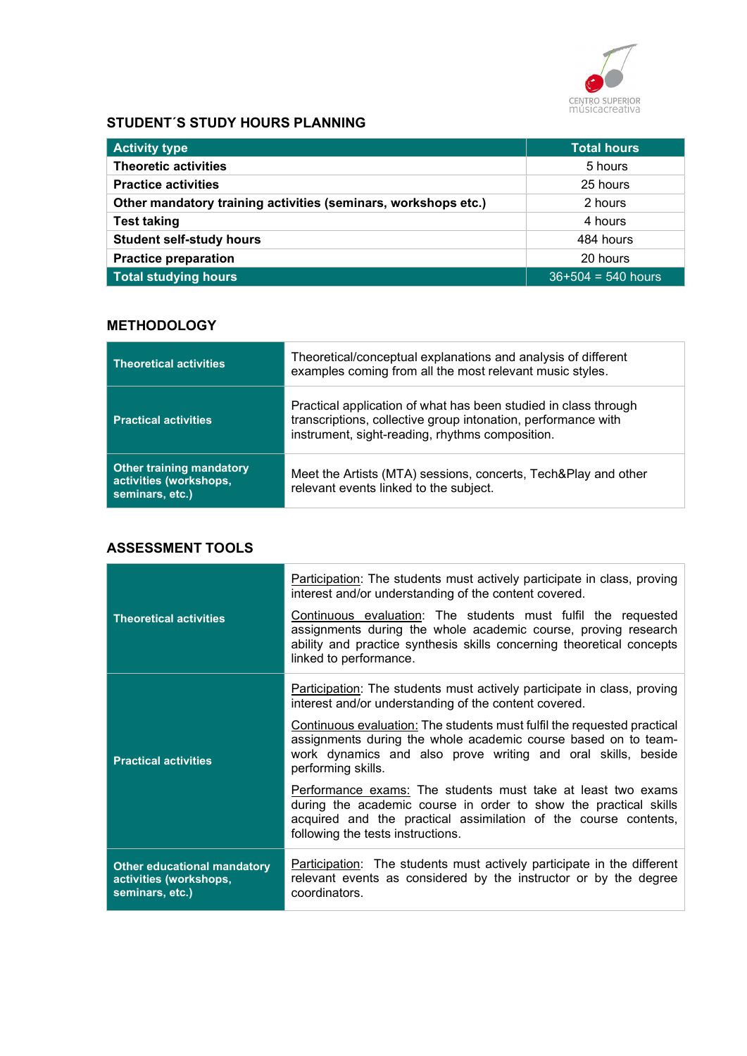## STUDENT´S STUDY HOURS PLANNING

| Activity type | Total hours |
|---|---|
| **Theoretic activities** | 5 hours |
| **Practice activities** | 25 hours |
| **Other mandatory training activities (seminars, workshops etc.)** | 2 hours |
| **Test taking** | 4 hours |
| **Student self-study hours** | 484 hours |
| **Practice preparation** | 20 hours |
| **Total studying hours** | 36+504 = 540 hours |

## METHODOLOGY

| | |
|---|---|
| **Theoretical activities** | Theoretical/conceptual explanations and analysis of different examples coming from all the most relevant music styles. |
| **Practical activities** | Practical application of what has been studied in class through transcriptions, collective group intonation, performance with instrument, sight-reading, rhythms composition. |
| **Other training mandatory activities (workshops, seminars, etc.)** | Meet the Artists (MTA) sessions, concerts, Tech&Play and other relevant events linked to the subject. |

## ASSESSMENT TOOLS

| | |
|---|---|
| **Theoretical activities** | Participation: The students must actively participate in class, proving interest and/or understanding of the content covered.<br><br>Continuous evaluation: The students must fulfil the requested assignments during the whole academic course, proving research ability and practice synthesis skills concerning theoretical concepts linked to performance. |
| **Practical activities** | Participation: The students must actively participate in class, proving interest and/or understanding of the content covered.<br><br>Continuous evaluation: The students must fulfil the requested practical assignments during the whole academic course based on to team-work dynamics and also prove writing and oral skills, beside performing skills.<br><br>Performance exams: The students must take at least two exams during the academic course in order to show the practical skills acquired and the practical assimilation of the course contents, following the tests instructions. |
| **Other educational mandatory activities (workshops, seminars, etc.)** | Participation: The students must actively participate in the different relevant events as considered by the instructor or by the degree coordinators. |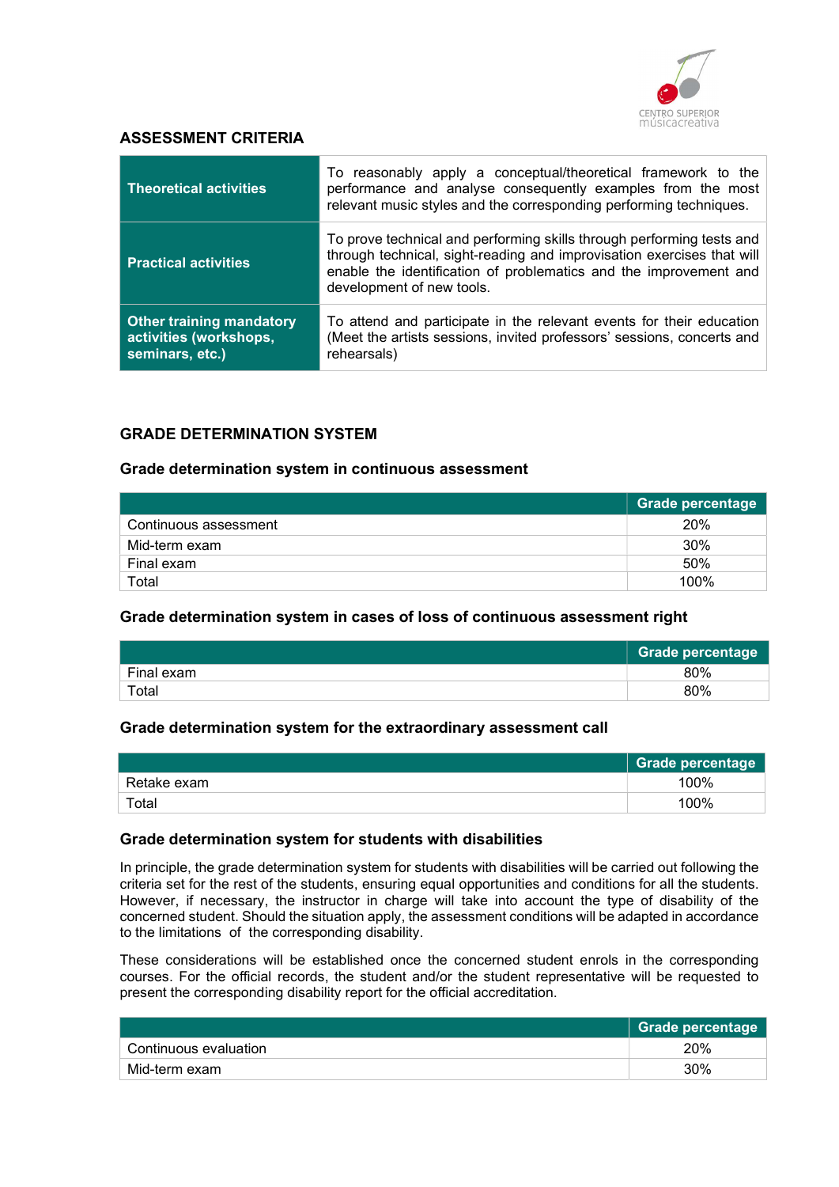## ASSESSMENT CRITERIA

| | |
|---|---|
| **Theoretical activities** | To reasonably apply a conceptual/theoretical framework to the performance and analyse consequently examples from the most relevant music styles and the corresponding performing techniques. |
| **Practical activities** | To prove technical and performing skills through performing tests and through technical, sight-reading and improvisation exercises that will enable the identification of problematics and the improvement and development of new tools. |
| **Other training mandatory activities (workshops, seminars, etc.)** | To attend and participate in the relevant events for their education (Meet the artists sessions, invited professors' sessions, concerts and rehearsals) |

## GRADE DETERMINATION SYSTEM

### Grade determination system in continuous assessment

| | Grade percentage |
|---|---|
| Continuous assessment | 20% |
| Mid-term exam | 30% |
| Final exam | 50% |
| Total | 100% |

### Grade determination system in cases of loss of continuous assessment right

| | Grade percentage |
|---|---|
| Final exam | 80% |
| Total | 80% |

### Grade determination system for the extraordinary assessment call

| | Grade percentage |
|---|---|
| Retake exam | 100% |
| Total | 100% |

### Grade determination system for students with disabilities

In principle, the grade determination system for students with disabilities will be carried out following the criteria set for the rest of the students, ensuring equal opportunities and conditions for all the students. However, if necessary, the instructor in charge will take into account the type of disability of the concerned student. Should the situation apply, the assessment conditions will be adapted in accordance to the limitations of the corresponding disability.

These considerations will be established once the concerned student enrols in the corresponding courses. For the official records, the student and/or the student representative will be requested to present the corresponding disability report for the official accreditation.

| | Grade percentage |
|---|---|
| Continuous evaluation | 20% |
| Mid-term exam | 30% |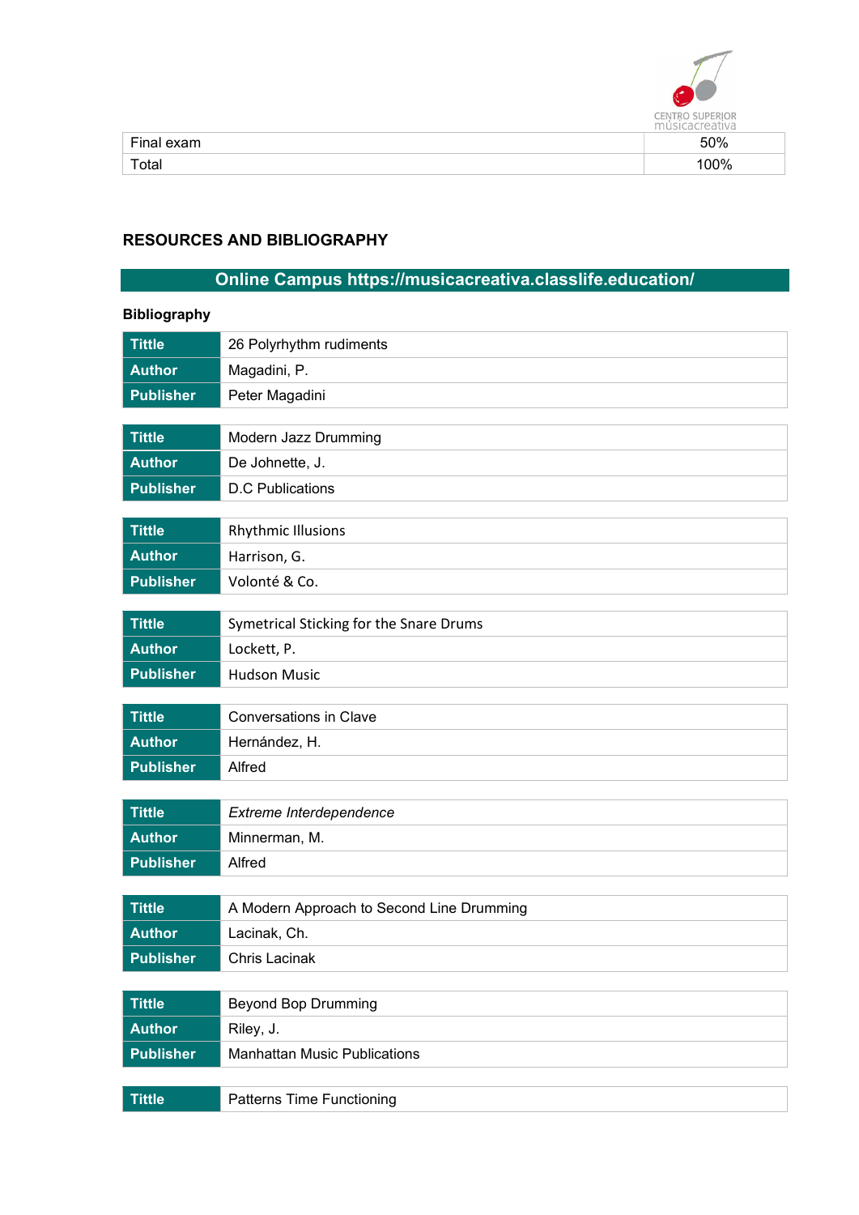| Final exam | 50% |
|---|---|
| Total | 100% |

## RESOURCES AND BIBLIOGRAPHY

**Online Campus https://musicacreativa.classlife.education/**

### Bibliography

| Tittle | 26 Polyrhythm rudiments |
|---|---|
| Author | Magadini, P. |
| Publisher | Peter Magadini |

| Tittle | Modern Jazz Drumming |
|---|---|
| Author | De Johnette, J. |
| Publisher | D.C Publications |

| Tittle | Rhythmic Illusions |
|---|---|
| Author | Harrison, G. |
| Publisher | Volonté & Co. |

| Tittle | Symetrical Sticking for the Snare Drums |
|---|---|
| Author | Lockett, P. |
| Publisher | Hudson Music |

| Tittle | Conversations in Clave |
|---|---|
| Author | Hernández, H. |
| Publisher | Alfred |

| Tittle | *Extreme Interdependence* |
|---|---|
| Author | Minnerman, M. |
| Publisher | Alfred |

| Tittle | A Modern Approach to Second Line Drumming |
|---|---|
| Author | Lacinak, Ch. |
| Publisher | Chris Lacinak |

| Tittle | Beyond Bop Drumming |
|---|---|
| Author | Riley, J. |
| Publisher | Manhattan Music Publications |

| Tittle | Patterns Time Functioning |
|---|---|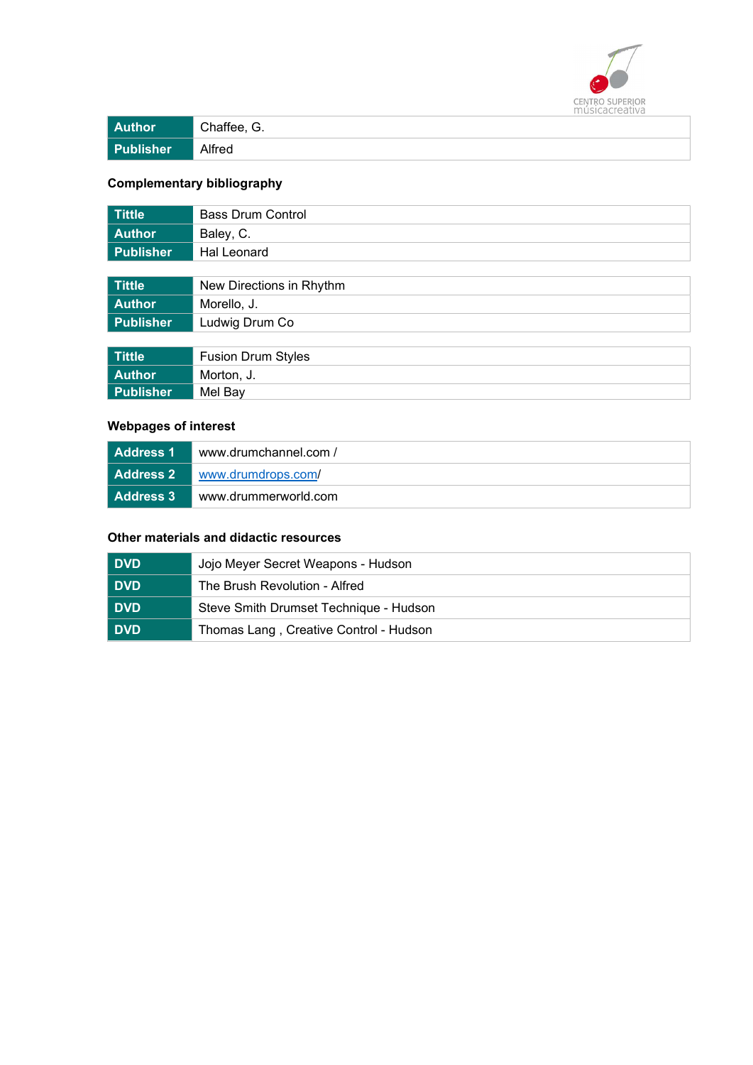| | |
|---|---|
| **Author** | Chaffee, G. |
| **Publisher** | Alfred |

**Complementary bibliography**

| | |
|---|---|
| **Tittle** | Bass Drum Control |
| **Author** | Baley, C. |
| **Publisher** | Hal Leonard |

| | |
|---|---|
| **Tittle** | New Directions in Rhythm |
| **Author** | Morello, J. |
| **Publisher** | Ludwig Drum Co |

| | |
|---|---|
| **Tittle** | Fusion Drum Styles |
| **Author** | Morton, J. |
| **Publisher** | Mel Bay |

**Webpages of interest**

| | |
|---|---|
| **Address 1** | www.drumchannel.com / |
| **Address 2** | www.drumdrops.com/ |
| **Address 3** | www.drummerworld.com |

**Other materials and didactic resources**

| | |
|---|---|
| **DVD** | Jojo Meyer Secret Weapons - Hudson |
| **DVD** | The Brush Revolution - Alfred |
| **DVD** | Steve Smith Drumset Technique - Hudson |
| **DVD** | Thomas Lang , Creative Control - Hudson |